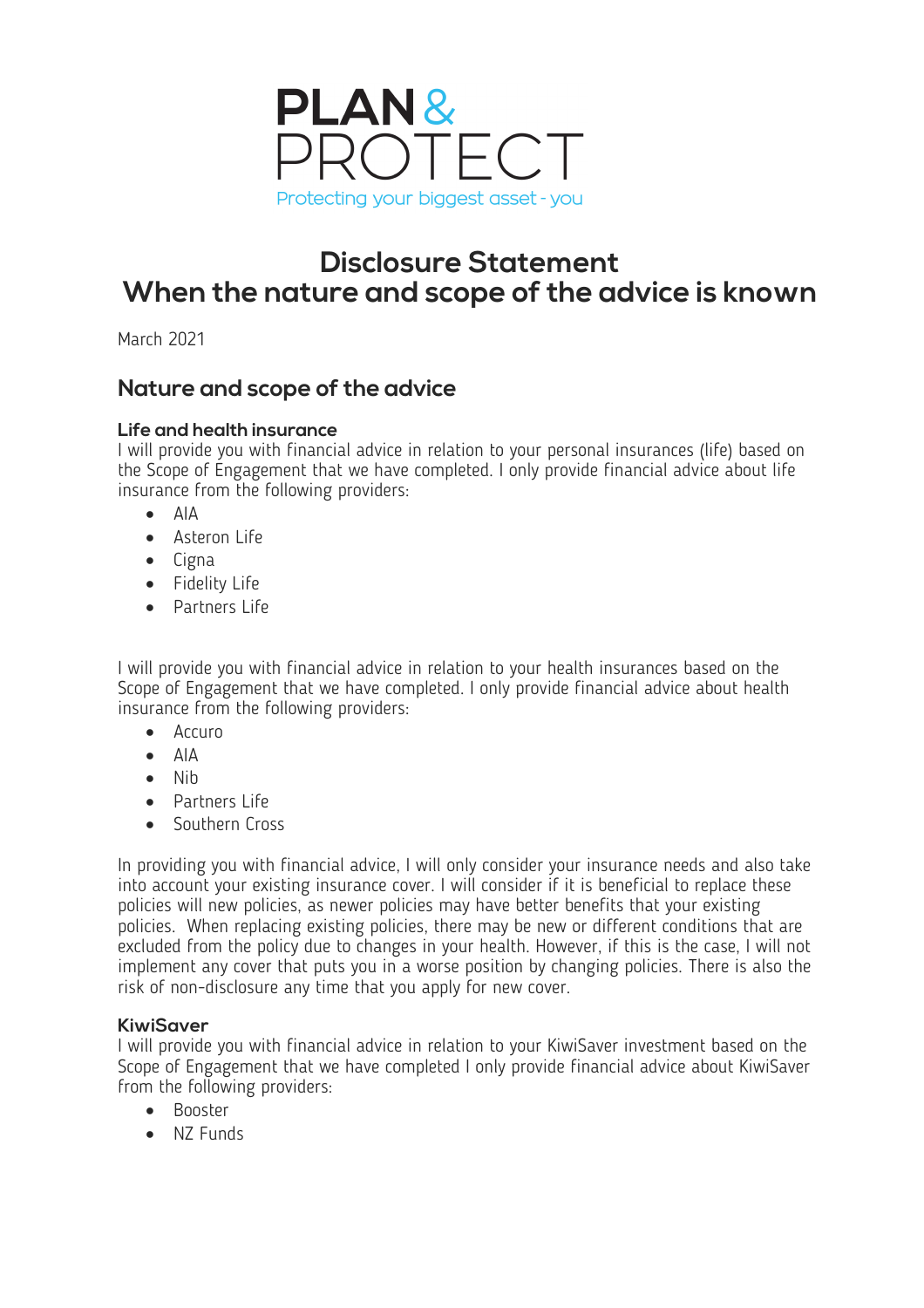PLAN & PROTECT

Protecting your biggest asset - you

# Disclosure Statement
# When the nature and scope of the advice is known

March 2021

## Nature and scope of the advice

### Life and health insurance

I will provide you with financial advice in relation to your personal insurances (life) based on the Scope of Engagement that we have completed. I only provide financial advice about life insurance from the following providers:

- AIA
- Asteron Life
- Cigna
- Fidelity Life
- Partners Life

I will provide you with financial advice in relation to your health insurances based on the Scope of Engagement that we have completed. I only provide financial advice about health insurance from the following providers:

- Accuro
- AIA
- Nib
- Partners Life
- Southern Cross

In providing you with financial advice, I will only consider your insurance needs and also take into account your existing insurance cover. I will consider if it is beneficial to replace these policies will new policies, as newer policies may have better benefits that your existing policies. When replacing existing policies, there may be new or different conditions that are excluded from the policy due to changes in your health. However, if this is the case, I will not implement any cover that puts you in a worse position by changing policies. There is also the risk of non-disclosure any time that you apply for new cover.

### KiwiSaver

I will provide you with financial advice in relation to your KiwiSaver investment based on the Scope of Engagement that we have completed I only provide financial advice about KiwiSaver from the following providers:

- Booster
- NZ Funds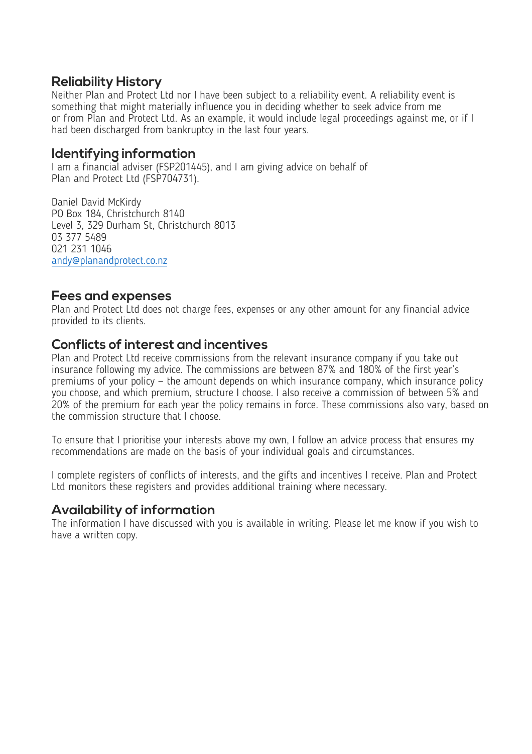## Reliability History

Neither Plan and Protect Ltd nor I have been subject to a reliability event. A reliability event is something that might materially influence you in deciding whether to seek advice from me or from Plan and Protect Ltd. As an example, it would include legal proceedings against me, or if I had been discharged from bankruptcy in the last four years.

## Identifying information

I am a financial adviser (FSP201445), and I am giving advice on behalf of Plan and Protect Ltd (FSP704731).

Daniel David McKirdy
PO Box 184, Christchurch 8140
Level 3, 329 Durham St, Christchurch 8013
03 377 5489
021 231 1046
andy@planandprotect.co.nz

## Fees and expenses

Plan and Protect Ltd does not charge fees, expenses or any other amount for any financial advice provided to its clients.

## Conflicts of interest and incentives

Plan and Protect Ltd receive commissions from the relevant insurance company if you take out insurance following my advice. The commissions are between 87% and 180% of the first year's premiums of your policy – the amount depends on which insurance company, which insurance policy you choose, and which premium, structure I choose. I also receive a commission of between 5% and 20% of the premium for each year the policy remains in force. These commissions also vary, based on the commission structure that I choose.

To ensure that I prioritise your interests above my own, I follow an advice process that ensures my recommendations are made on the basis of your individual goals and circumstances.

I complete registers of conflicts of interests, and the gifts and incentives I receive. Plan and Protect Ltd monitors these registers and provides additional training where necessary.

## Availability of information

The information I have discussed with you is available in writing. Please let me know if you wish to have a written copy.